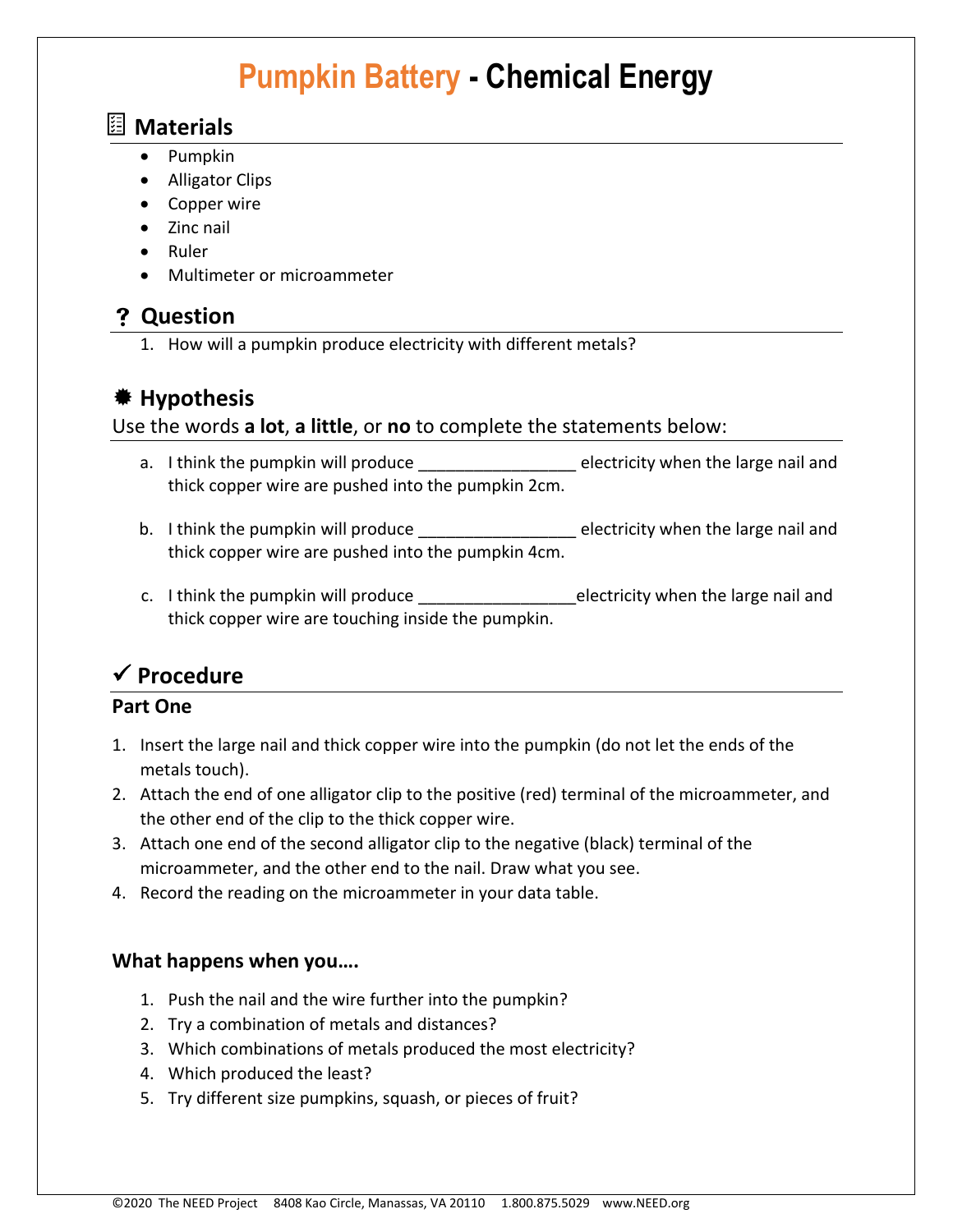# Pumpkin Battery - Chemical Energy

## Materials

- Pumpkin
- Alligator Clips
- Copper wire
- Zinc nail
- Ruler
- Multimeter or microammeter

## ? Question

1. How will a pumpkin produce electricity with different metals?

## Hypothesis

Use the words **a lot**, **a little**, or **no** to complete the statements below:

a. I think the pumpkin will produce _________________ electricity when the large nail and thick copper wire are pushed into the pumpkin 2cm.

b. I think the pumpkin will produce _________________ electricity when the large nail and thick copper wire are pushed into the pumpkin 4cm.

c. I think the pumpkin will produce _________________electricity when the large nail and thick copper wire are touching inside the pumpkin.

## ✓ Procedure

### Part One

1. Insert the large nail and thick copper wire into the pumpkin (do not let the ends of the metals touch).
2. Attach the end of one alligator clip to the positive (red) terminal of the microammeter, and the other end of the clip to the thick copper wire.
3. Attach one end of the second alligator clip to the negative (black) terminal of the microammeter, and the other end to the nail. Draw what you see.
4. Record the reading on the microammeter in your data table.

### What happens when you….

1. Push the nail and the wire further into the pumpkin?
2. Try a combination of metals and distances?
3. Which combinations of metals produced the most electricity?
4. Which produced the least?
5. Try different size pumpkins, squash, or pieces of fruit?

©2020 The NEED Project 8408 Kao Circle, Manassas, VA 20110 1.800.875.5029 www.NEED.org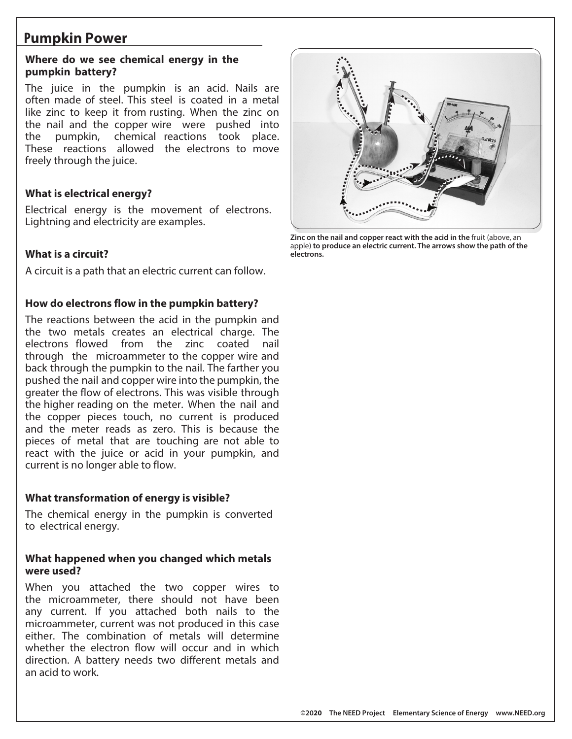## Pumpkin Power

### Where do we see chemical energy in the pumpkin battery?

The juice in the pumpkin is an acid. Nails are often made of steel. This steel is coated in a metal like zinc to keep it from rusting. When the zinc on the nail and the copper wire were pushed into the pumpkin, chemical reactions took place. These reactions allowed the electrons to move freely through the juice.

### What is electrical energy?

Electrical energy is the movement of electrons. Lightning and electricity are examples.

### What is a circuit?

A circuit is a path that an electric current can follow.

### How do electrons flow in the pumpkin battery?

The reactions between the acid in the pumpkin and the two metals creates an electrical charge. The electrons flowed from the zinc coated nail through the microammeter to the copper wire and back through the pumpkin to the nail. The farther you pushed the nail and copper wire into the pumpkin, the greater the flow of electrons. This was visible through the higher reading on the meter. When the nail and the copper pieces touch, no current is produced and the meter reads as zero. This is because the pieces of metal that are touching are not able to react with the juice or acid in your pumpkin, and current is no longer able to flow.

### What transformation of energy is visible?

The chemical energy in the pumpkin is converted to electrical energy.

### What happened when you changed which metals were used?

When you attached the two copper wires to the microammeter, there should not have been any current. If you attached both nails to the microammeter, current was not produced in this case either. The combination of metals will determine whether the electron flow will occur and in which direction. A battery needs two different metals and an acid to work.

**Zinc on the nail and copper react with the acid in the** fruit (above, an apple) **to produce an electric current. The arrows show the path of the electrons.**